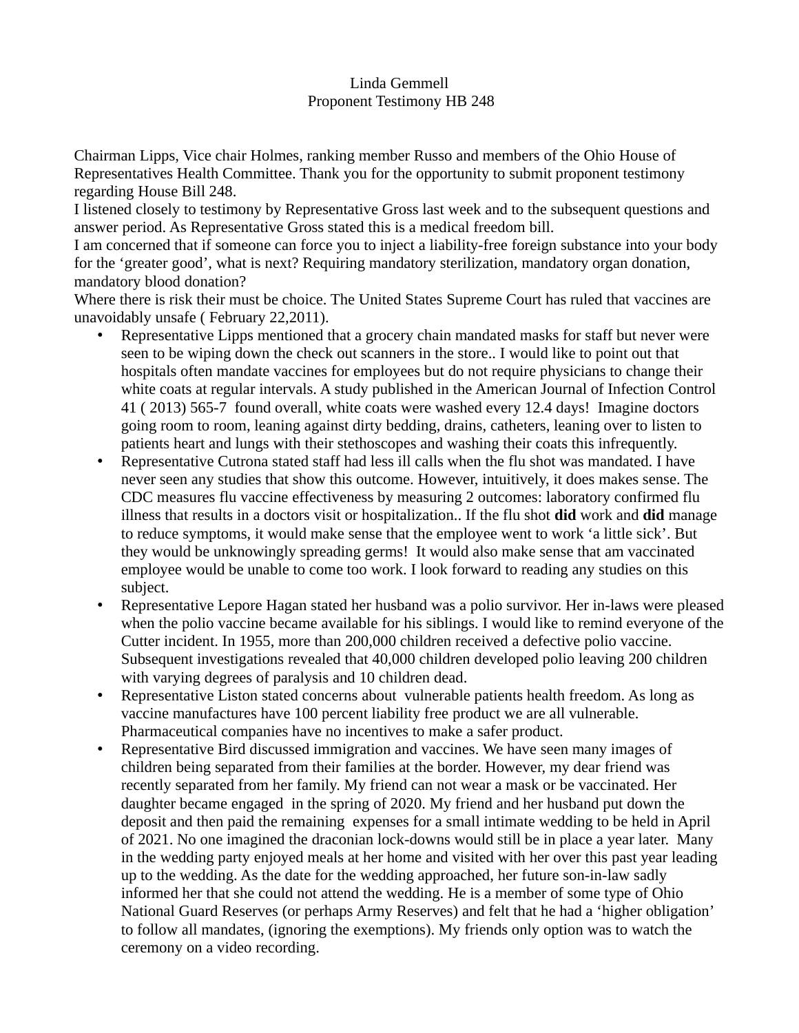Linda Gemmell
Proponent Testimony HB 248

Chairman Lipps, Vice chair Holmes, ranking member Russo and members of the Ohio House of Representatives Health Committee. Thank you for the opportunity to submit proponent testimony regarding House Bill 248.

I listened closely to testimony by Representative Gross last week and to the subsequent questions and answer period. As Representative Gross stated this is a medical freedom bill.

I am concerned that if someone can force you to inject a liability-free foreign substance into your body for the 'greater good', what is next? Requiring mandatory sterilization, mandatory organ donation, mandatory blood donation?

Where there is risk their must be choice. The United States Supreme Court has ruled that vaccines are unavoidably unsafe ( February 22,2011).

- Representative Lipps mentioned that a grocery chain mandated masks for staff but never were seen to be wiping down the check out scanners in the store.. I would like to point out that hospitals often mandate vaccines for employees but do not require physicians to change their white coats at regular intervals. A study published in the American Journal of Infection Control 41 ( 2013) 565-7 found overall, white coats were washed every 12.4 days! Imagine doctors going room to room, leaning against dirty bedding, drains, catheters, leaning over to listen to patients heart and lungs with their stethoscopes and washing their coats this infrequently.
- Representative Cutrona stated staff had less ill calls when the flu shot was mandated. I have never seen any studies that show this outcome. However, intuitively, it does makes sense. The CDC measures flu vaccine effectiveness by measuring 2 outcomes: laboratory confirmed flu illness that results in a doctors visit or hospitalization.. If the flu shot **did** work and **did** manage to reduce symptoms, it would make sense that the employee went to work 'a little sick'. But they would be unknowingly spreading germs! It would also make sense that am vaccinated employee would be unable to come too work. I look forward to reading any studies on this subject.
- Representative Lepore Hagan stated her husband was a polio survivor. Her in-laws were pleased when the polio vaccine became available for his siblings. I would like to remind everyone of the Cutter incident. In 1955, more than 200,000 children received a defective polio vaccine. Subsequent investigations revealed that 40,000 children developed polio leaving 200 children with varying degrees of paralysis and 10 children dead.
- Representative Liston stated concerns about vulnerable patients health freedom. As long as vaccine manufactures have 100 percent liability free product we are all vulnerable. Pharmaceutical companies have no incentives to make a safer product.
- Representative Bird discussed immigration and vaccines. We have seen many images of children being separated from their families at the border. However, my dear friend was recently separated from her family. My friend can not wear a mask or be vaccinated. Her daughter became engaged in the spring of 2020. My friend and her husband put down the deposit and then paid the remaining expenses for a small intimate wedding to be held in April of 2021. No one imagined the draconian lock-downs would still be in place a year later. Many in the wedding party enjoyed meals at her home and visited with her over this past year leading up to the wedding. As the date for the wedding approached, her future son-in-law sadly informed her that she could not attend the wedding. He is a member of some type of Ohio National Guard Reserves (or perhaps Army Reserves) and felt that he had a 'higher obligation' to follow all mandates, (ignoring the exemptions). My friends only option was to watch the ceremony on a video recording.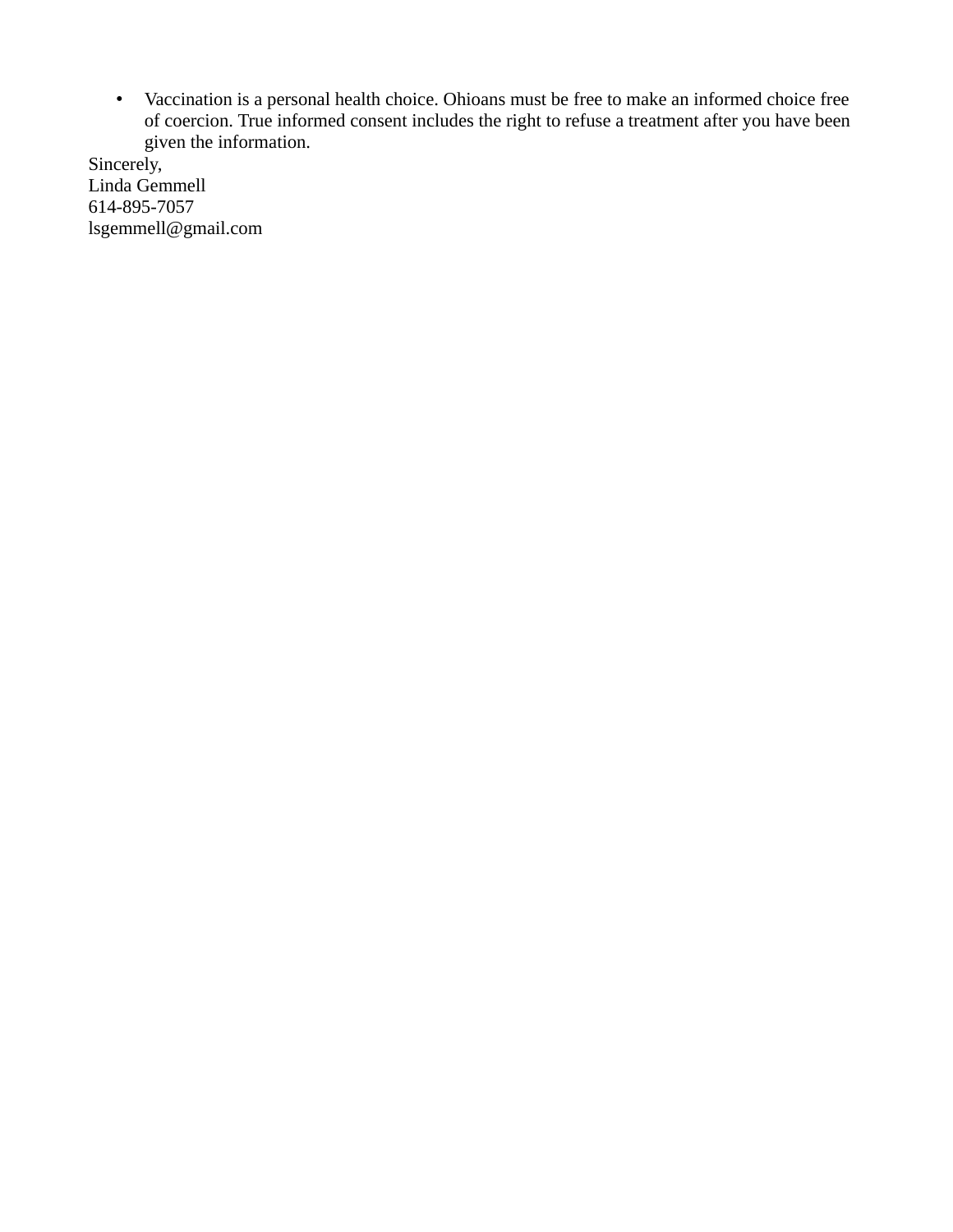- Vaccination is a personal health choice. Ohioans must be free to make an informed choice free of coercion. True informed consent includes the right to refuse a treatment after you have been given the information.

Sincerely,
Linda Gemmell
614-895-7057
lsgemmell@gmail.com